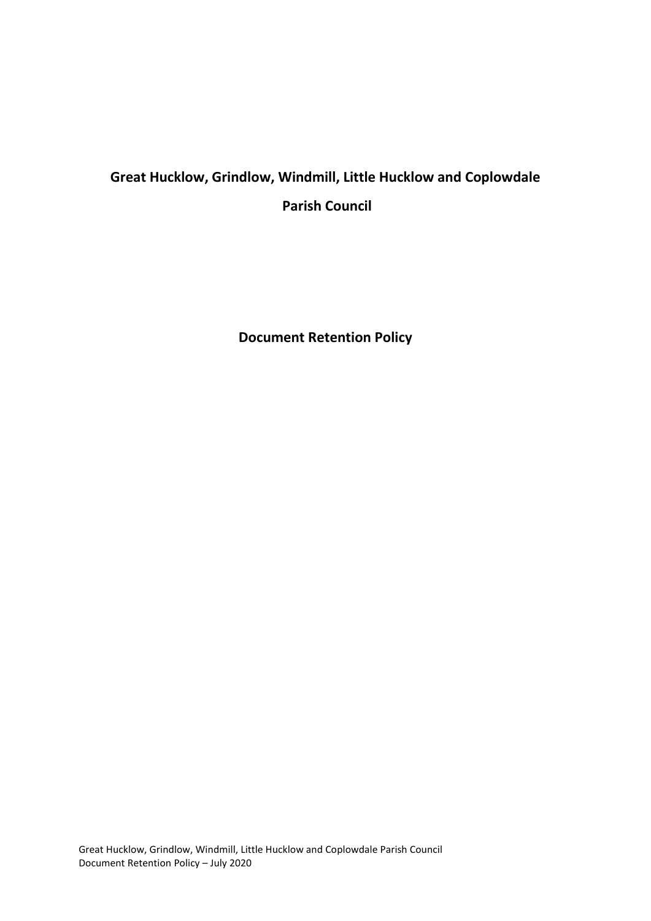# Great Hucklow, Grindlow, Windmill, Little Hucklow and Coplowdale Parish Council

## Document Retention Policy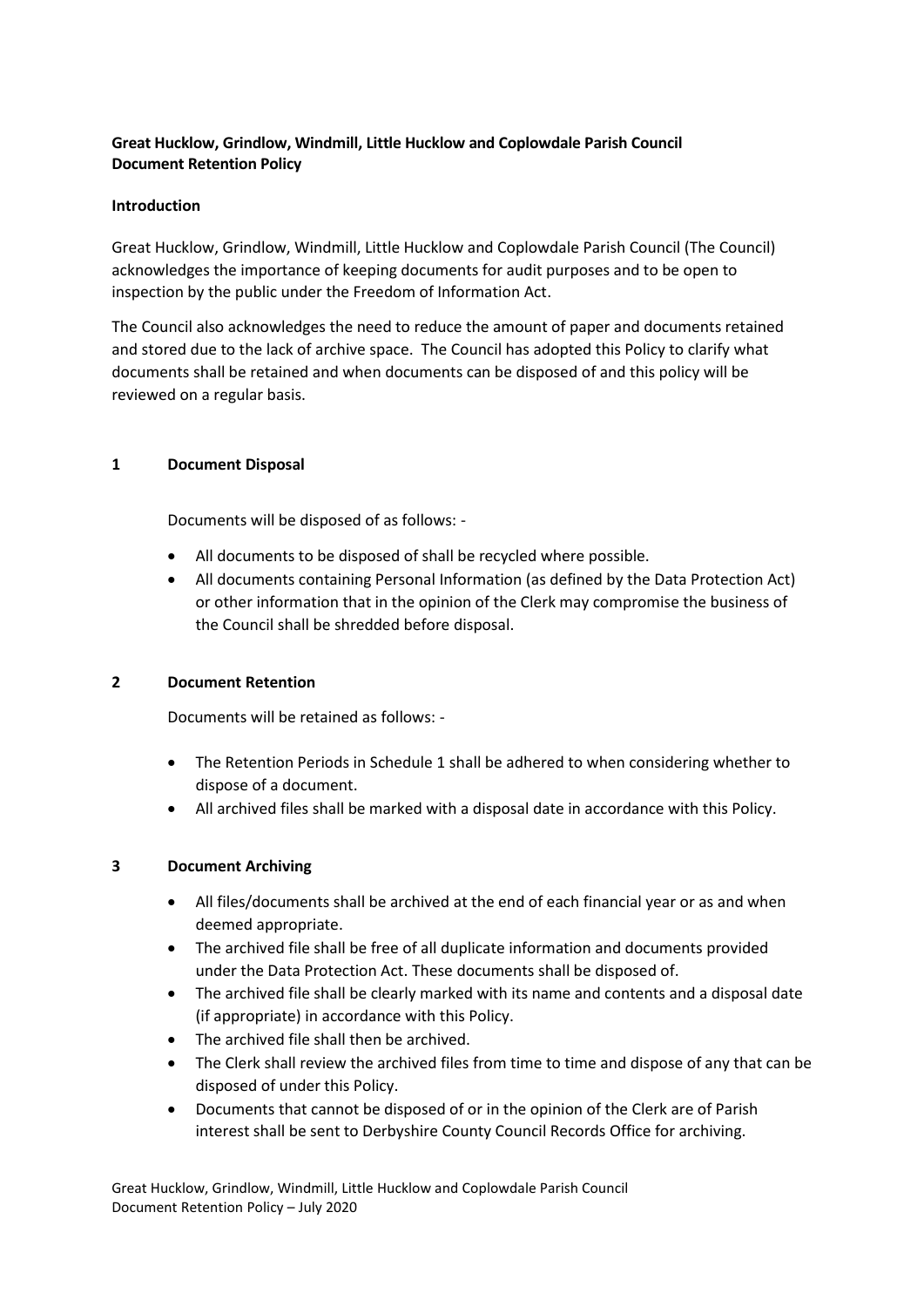**Great Hucklow, Grindlow, Windmill, Little Hucklow and Coplowdale Parish Council**
**Document Retention Policy**

**Introduction**

Great Hucklow, Grindlow, Windmill, Little Hucklow and Coplowdale Parish Council (The Council) acknowledges the importance of keeping documents for audit purposes and to be open to inspection by the public under the Freedom of Information Act.

The Council also acknowledges the need to reduce the amount of paper and documents retained and stored due to the lack of archive space. The Council has adopted this Policy to clarify what documents shall be retained and when documents can be disposed of and this policy will be reviewed on a regular basis.

## 1 Document Disposal

Documents will be disposed of as follows: -

- All documents to be disposed of shall be recycled where possible.
- All documents containing Personal Information (as defined by the Data Protection Act) or other information that in the opinion of the Clerk may compromise the business of the Council shall be shredded before disposal.

## 2 Document Retention

Documents will be retained as follows: -

- The Retention Periods in Schedule 1 shall be adhered to when considering whether to dispose of a document.
- All archived files shall be marked with a disposal date in accordance with this Policy.

## 3 Document Archiving

- All files/documents shall be archived at the end of each financial year or as and when deemed appropriate.
- The archived file shall be free of all duplicate information and documents provided under the Data Protection Act. These documents shall be disposed of.
- The archived file shall be clearly marked with its name and contents and a disposal date (if appropriate) in accordance with this Policy.
- The archived file shall then be archived.
- The Clerk shall review the archived files from time to time and dispose of any that can be disposed of under this Policy.
- Documents that cannot be disposed of or in the opinion of the Clerk are of Parish interest shall be sent to Derbyshire County Council Records Office for archiving.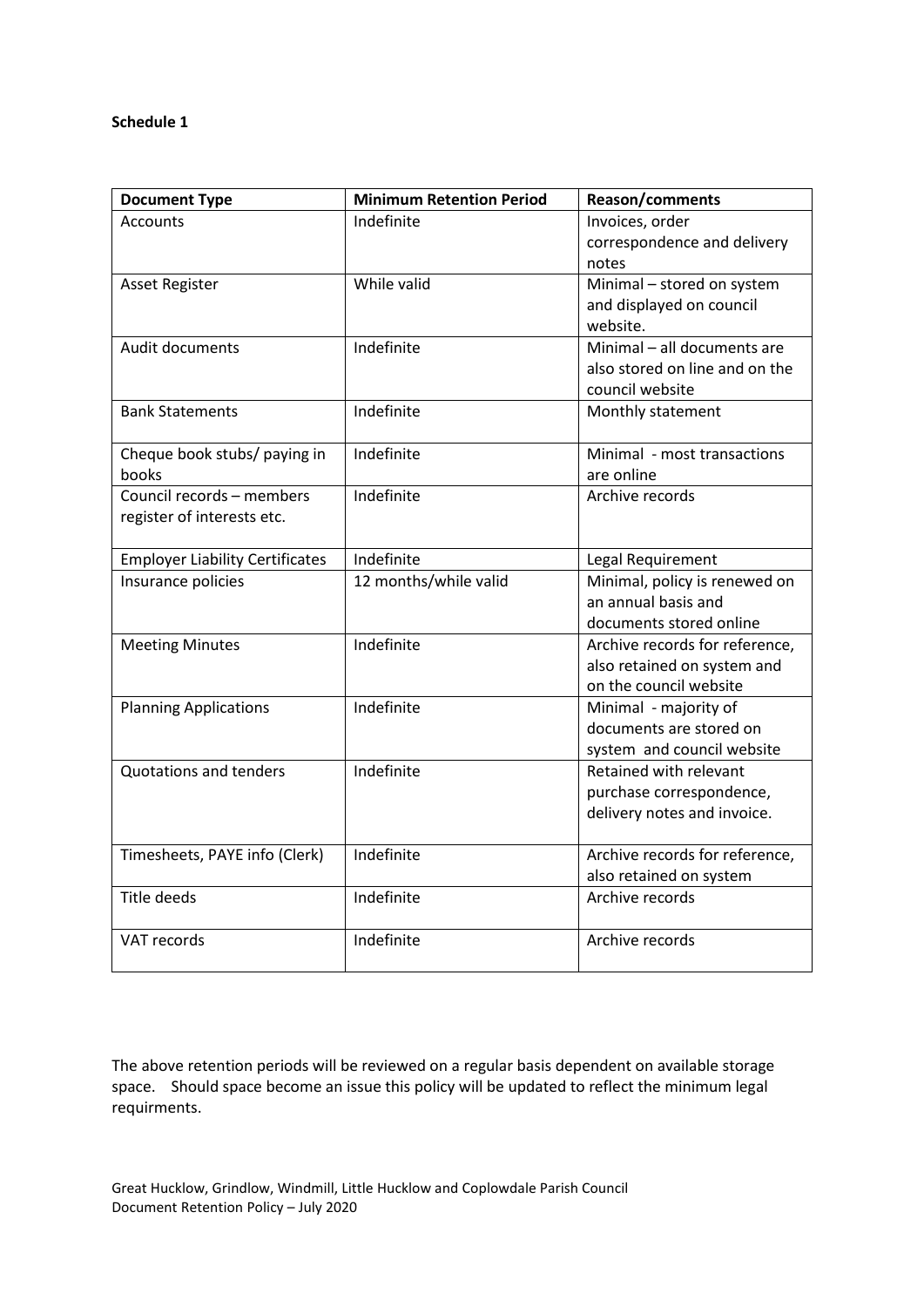**Schedule 1**

| Document Type | Minimum Retention Period | Reason/comments |
|---|---|---|
| Accounts | Indefinite | Invoices, order correspondence and delivery notes |
| Asset Register | While valid | Minimal – stored on system and displayed on council website. |
| Audit documents | Indefinite | Minimal – all documents are also stored on line and on the council website |
| Bank Statements | Indefinite | Monthly statement |
| Cheque book stubs/ paying in books | Indefinite | Minimal - most transactions are online |
| Council records – members register of interests etc. | Indefinite | Archive records |
| Employer Liability Certificates | Indefinite | Legal Requirement |
| Insurance policies | 12 months/while valid | Minimal, policy is renewed on an annual basis and documents stored online |
| Meeting Minutes | Indefinite | Archive records for reference, also retained on system and on the council website |
| Planning Applications | Indefinite | Minimal - majority of documents are stored on system and council website |
| Quotations and tenders | Indefinite | Retained with relevant purchase correspondence, delivery notes and invoice. |
| Timesheets, PAYE info (Clerk) | Indefinite | Archive records for reference, also retained on system |
| Title deeds | Indefinite | Archive records |
| VAT records | Indefinite | Archive records |

The above retention periods will be reviewed on a regular basis dependent on available storage space. Should space become an issue this policy will be updated to reflect the minimum legal requirments.